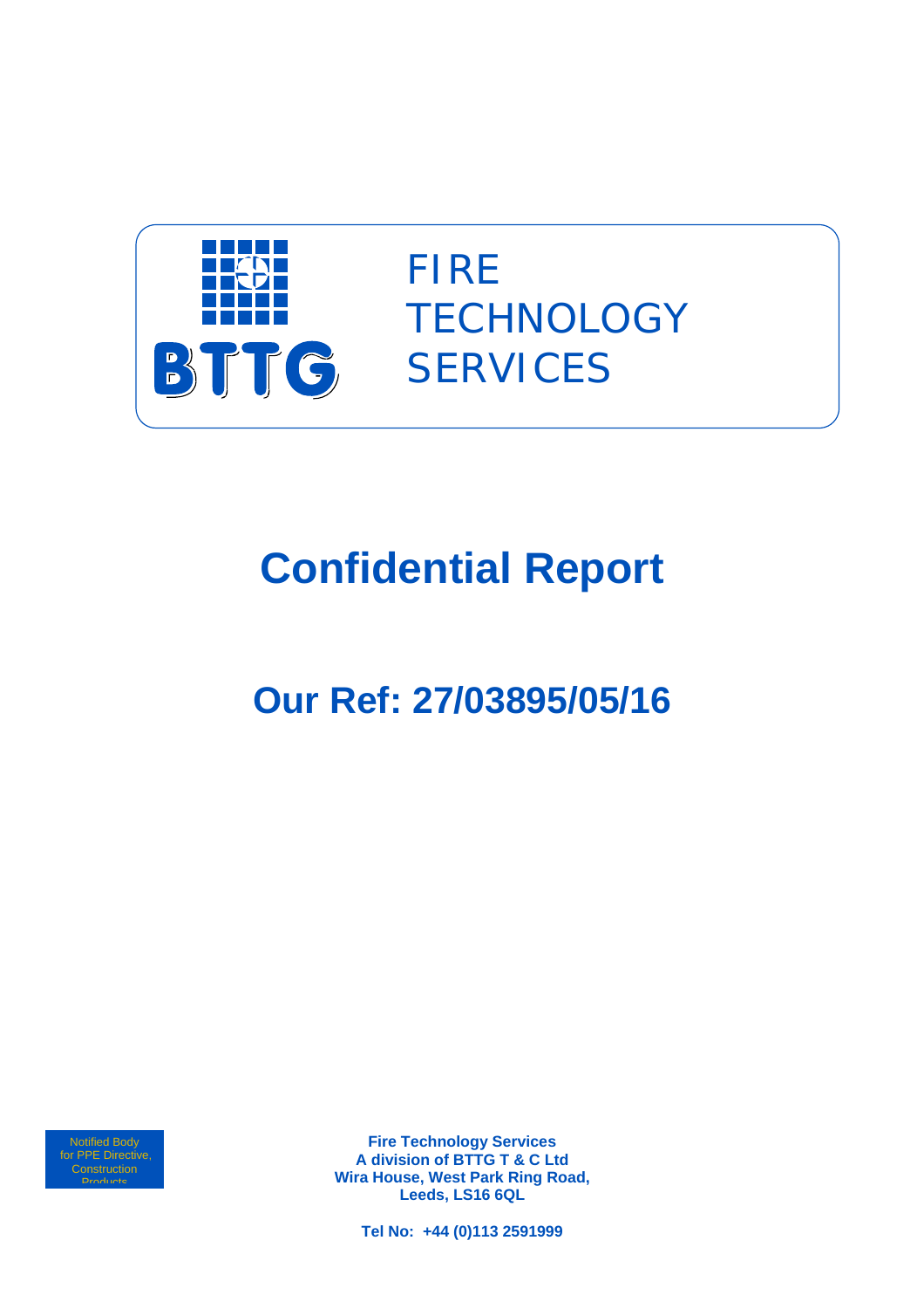BTTG

FIRE
TECHNOLOGY
SERVICES

# Confidential Report

## Our Ref: 27/03895/05/16

Notified Body for PPE Directive, Construction Products

**Fire Technology Services**
**A division of BTTG T & C Ltd**
**Wira House, West Park Ring Road,**
**Leeds, LS16 6QL**

**Tel No: +44 (0)113 2591999**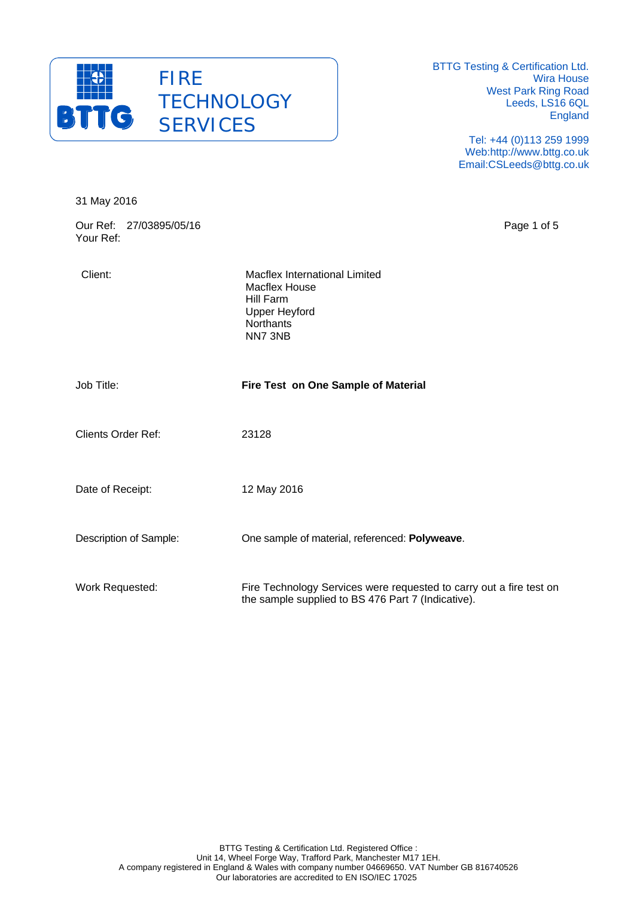FIRE TECHNOLOGY SERVICES

BTTG Testing & Certification Ltd.
Wira House
West Park Ring Road
Leeds, LS16 6QL
England

Tel: +44 (0)113 259 1999
Web:http://www.bttg.co.uk
Email:CSLeeds@bttg.co.uk

31 May 2016

Our Ref: 27/03895/05/16
Your Ref:

| | |
|---|---|
| Client: | Macflex International Limited<br>Macflex House<br>Hill Farm<br>Upper Heyford<br>Northants<br>NN7 3NB |
| Job Title: | **Fire Test on One Sample of Material** |
| Clients Order Ref: | 23128 |
| Date of Receipt: | 12 May 2016 |
| Description of Sample: | One sample of material, referenced: **Polyweave**. |
| Work Requested: | Fire Technology Services were requested to carry out a fire test on the sample supplied to BS 476 Part 7 (Indicative). |

BTTG Testing & Certification Ltd. Registered Office :
Unit 14, Wheel Forge Way, Trafford Park, Manchester M17 1EH.
A company registered in England & Wales with company number 04669650. VAT Number GB 816740526
Our laboratories are accredited to EN ISO/IEC 17025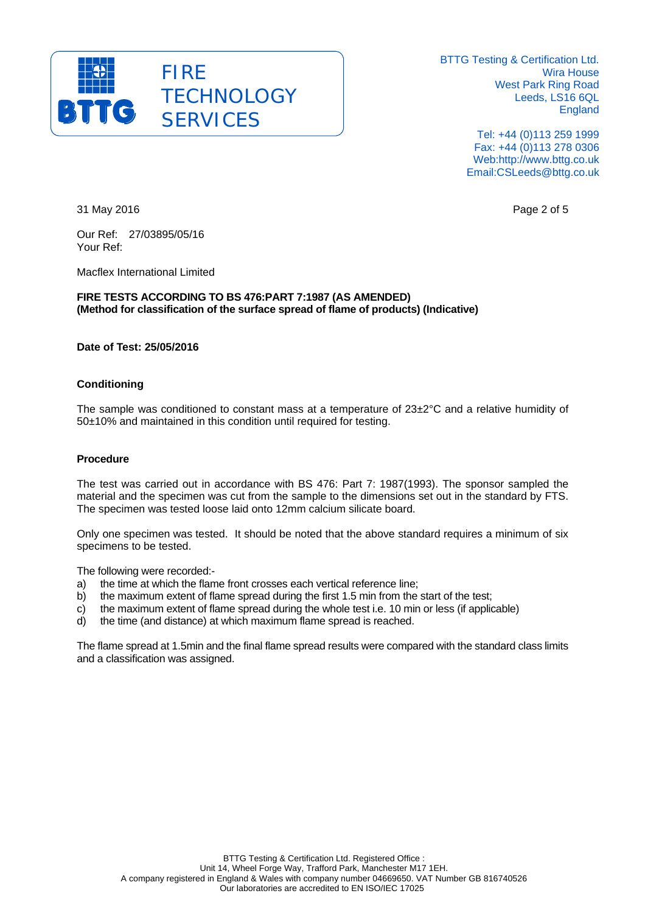31 May 2016

Our Ref: 27/03895/05/16
Your Ref:

Macflex International Limited

**FIRE TESTS ACCORDING TO BS 476:PART 7:1987 (AS AMENDED)**
**(Method for classification of the surface spread of flame of products) (Indicative)**

**Date of Test: 25/05/2016**

### Conditioning

The sample was conditioned to constant mass at a temperature of 23±2°C and a relative humidity of 50±10% and maintained in this condition until required for testing.

### Procedure

The test was carried out in accordance with BS 476: Part 7: 1987(1993). The sponsor sampled the material and the specimen was cut from the sample to the dimensions set out in the standard by FTS. The specimen was tested loose laid onto 12mm calcium silicate board.

Only one specimen was tested. It should be noted that the above standard requires a minimum of six specimens to be tested.

The following were recorded:-

a) the time at which the flame front crosses each vertical reference line;
b) the maximum extent of flame spread during the first 1.5 min from the start of the test;
c) the maximum extent of flame spread during the whole test i.e. 10 min or less (if applicable)
d) the time (and distance) at which maximum flame spread is reached.

The flame spread at 1.5min and the final flame spread results were compared with the standard class limits and a classification was assigned.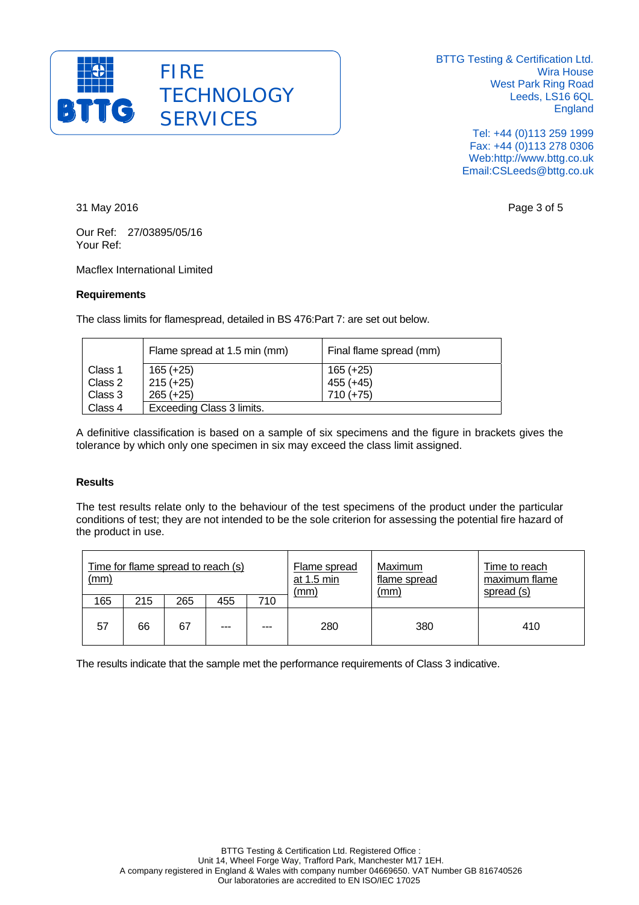31 May 2016

Our Ref: 27/03895/05/16
Your Ref:

Macflex International Limited

**Requirements**

The class limits for flamespread, detailed in BS 476:Part 7: are set out below.

| | Flame spread at 1.5 min (mm) | Final flame spread (mm) |
|---|---|---|
| Class 1 | 165 (+25) | 165 (+25) |
| Class 2 | 215 (+25) | 455 (+45) |
| Class 3 | 265 (+25) | 710 (+75) |
| Class 4 | Exceeding Class 3 limits. | |

A definitive classification is based on a sample of six specimens and the figure in brackets gives the tolerance by which only one specimen in six may exceed the class limit assigned.

**Results**

The test results relate only to the behaviour of the test specimens of the product under the particular conditions of test; they are not intended to be the sole criterion for assessing the potential fire hazard of the product in use.

| Time for flame spread to reach (s) (mm) | | | | | Flame spread at 1.5 min (mm) | Maximum flame spread (mm) | Time to reach maximum flame spread (s) |
|---|---|---|---|---|---|---|---|
| 165 | 215 | 265 | 455 | 710 | | | |
| 57 | 66 | 67 | --- | --- | 280 | 380 | 410 |

The results indicate that the sample met the performance requirements of Class 3 indicative.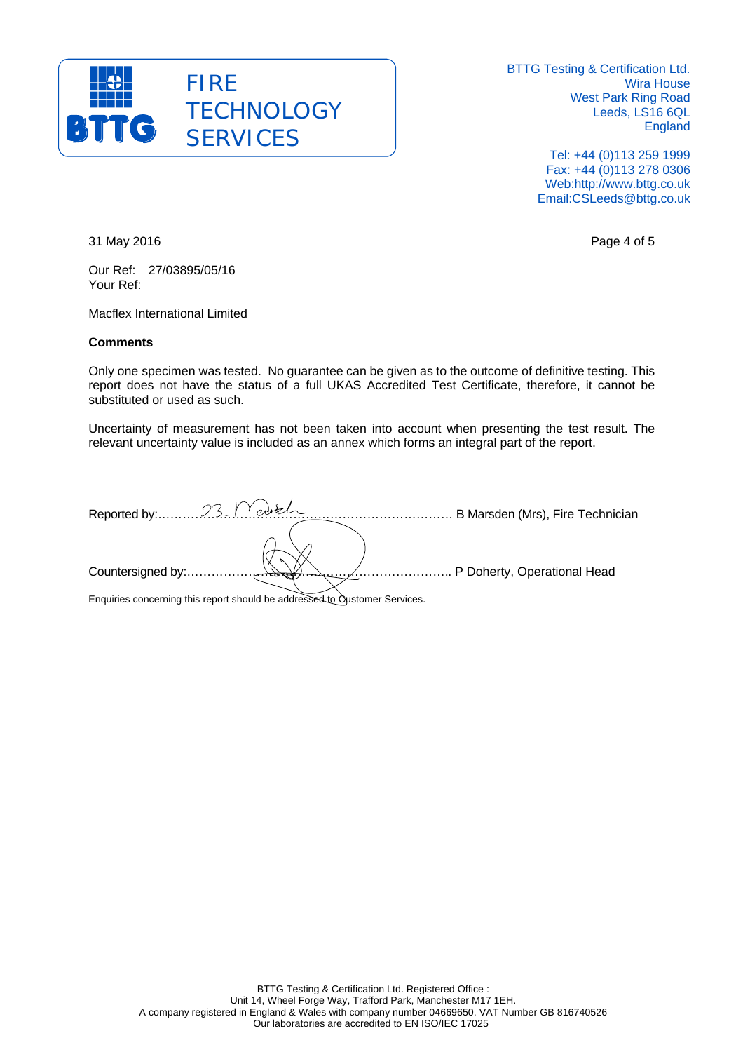BTTG

FIRE TECHNOLOGY SERVICES

BTTG Testing & Certification Ltd.
Wira House
West Park Ring Road
Leeds, LS16 6QL
England

Tel: +44 (0)113 259 1999
Fax: +44 (0)113 278 0306
Web:http://www.bttg.co.uk
Email:CSLeeds@bttg.co.uk

31 May 2016

Our Ref: 27/03895/05/16
Your Ref:

Macflex International Limited

**Comments**

Only one specimen was tested. No guarantee can be given as to the outcome of definitive testing. This report does not have the status of a full UKAS Accredited Test Certificate, therefore, it cannot be substituted or used as such.

Uncertainty of measurement has not been taken into account when presenting the test result. The relevant uncertainty value is included as an annex which forms an integral part of the report.

Reported by:…………………………………………………………… B Marsden (Mrs), Fire Technician

Countersigned by:…………………………………………………….. P Doherty, Operational Head

Enquiries concerning this report should be addressed to Customer Services.

BTTG Testing & Certification Ltd. Registered Office :
Unit 14, Wheel Forge Way, Trafford Park, Manchester M17 1EH.
A company registered in England & Wales with company number 04669650. VAT Number GB 816740526
Our laboratories are accredited to EN ISO/IEC 17025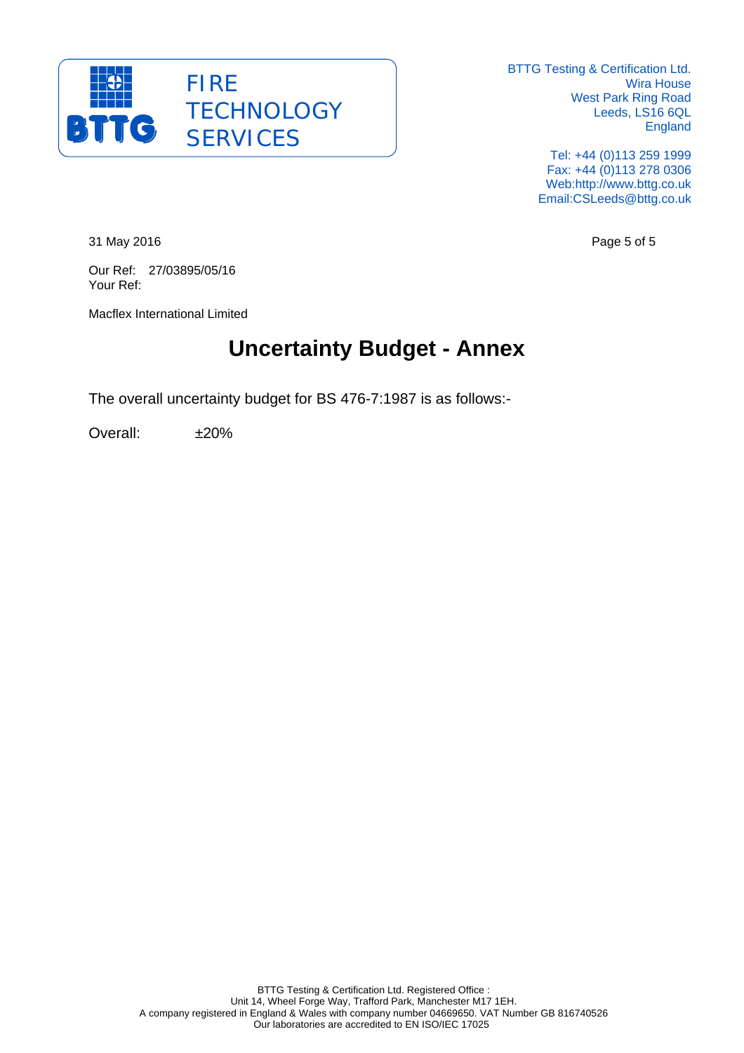31 May 2016

Our Ref: 27/03895/05/16
Your Ref:

Macflex International Limited

# Uncertainty Budget - Annex

The overall uncertainty budget for BS 476-7:1987 is as follows:-

Overall: ±20%